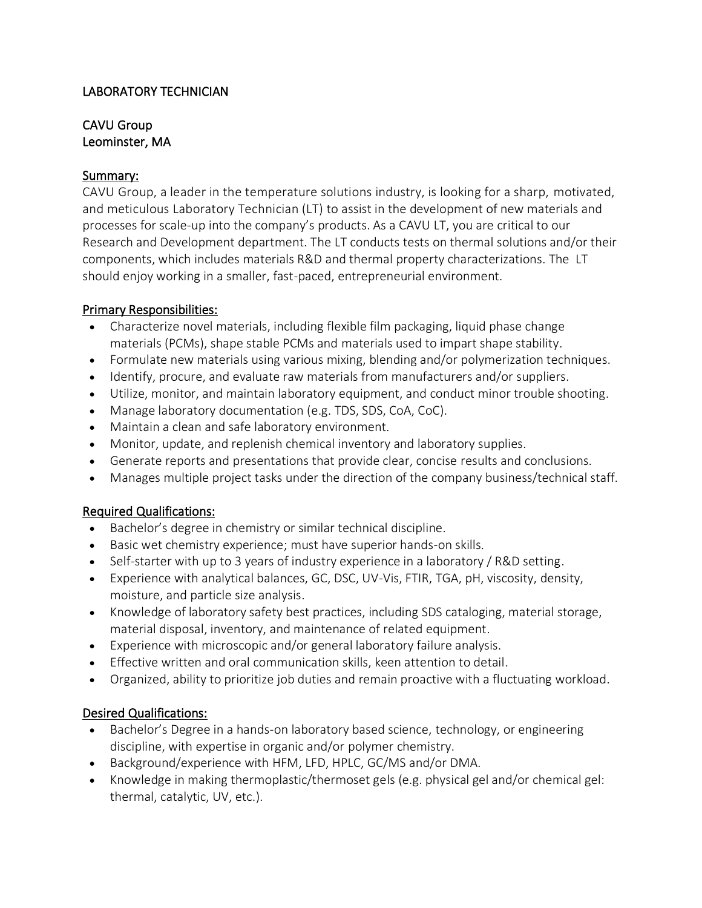# LABORATORY TECHNICIAN

CAVU Group
Leominster, MA

## Summary:

CAVU Group, a leader in the temperature solutions industry, is looking for a sharp, motivated, and meticulous Laboratory Technician (LT) to assist in the development of new materials and processes for scale-up into the company's products. As a CAVU LT, you are critical to our Research and Development department. The LT conducts tests on thermal solutions and/or their components, which includes materials R&D and thermal property characterizations. The LT should enjoy working in a smaller, fast-paced, entrepreneurial environment.

## Primary Responsibilities:

- Characterize novel materials, including flexible film packaging, liquid phase change materials (PCMs), shape stable PCMs and materials used to impart shape stability.
- Formulate new materials using various mixing, blending and/or polymerization techniques.
- Identify, procure, and evaluate raw materials from manufacturers and/or suppliers.
- Utilize, monitor, and maintain laboratory equipment, and conduct minor trouble shooting.
- Manage laboratory documentation (e.g. TDS, SDS, CoA, CoC).
- Maintain a clean and safe laboratory environment.
- Monitor, update, and replenish chemical inventory and laboratory supplies.
- Generate reports and presentations that provide clear, concise results and conclusions.
- Manages multiple project tasks under the direction of the company business/technical staff.

## Required Qualifications:

- Bachelor's degree in chemistry or similar technical discipline.
- Basic wet chemistry experience; must have superior hands-on skills.
- Self-starter with up to 3 years of industry experience in a laboratory / R&D setting.
- Experience with analytical balances, GC, DSC, UV-Vis, FTIR, TGA, pH, viscosity, density, moisture, and particle size analysis.
- Knowledge of laboratory safety best practices, including SDS cataloging, material storage, material disposal, inventory, and maintenance of related equipment.
- Experience with microscopic and/or general laboratory failure analysis.
- Effective written and oral communication skills, keen attention to detail.
- Organized, ability to prioritize job duties and remain proactive with a fluctuating workload.

## Desired Qualifications:

- Bachelor's Degree in a hands-on laboratory based science, technology, or engineering discipline, with expertise in organic and/or polymer chemistry.
- Background/experience with HFM, LFD, HPLC, GC/MS and/or DMA.
- Knowledge in making thermoplastic/thermoset gels (e.g. physical gel and/or chemical gel: thermal, catalytic, UV, etc.).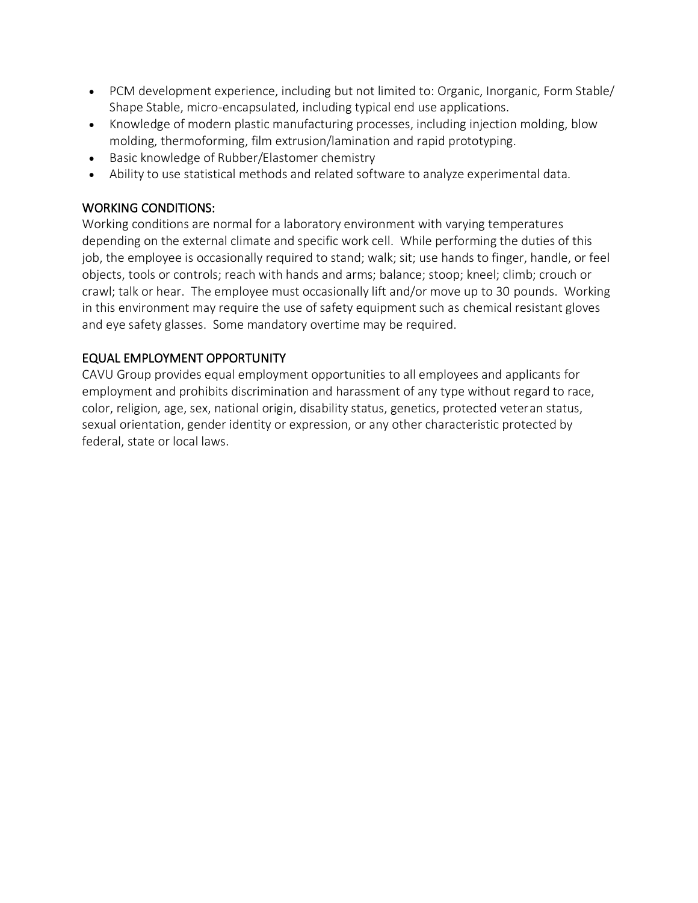- PCM development experience, including but not limited to: Organic, Inorganic, Form Stable/ Shape Stable, micro-encapsulated, including typical end use applications.
- Knowledge of modern plastic manufacturing processes, including injection molding, blow molding, thermoforming, film extrusion/lamination and rapid prototyping.
- Basic knowledge of Rubber/Elastomer chemistry
- Ability to use statistical methods and related software to analyze experimental data.

## WORKING CONDITIONS:

Working conditions are normal for a laboratory environment with varying temperatures depending on the external climate and specific work cell. While performing the duties of this job, the employee is occasionally required to stand; walk; sit; use hands to finger, handle, or feel objects, tools or controls; reach with hands and arms; balance; stoop; kneel; climb; crouch or crawl; talk or hear. The employee must occasionally lift and/or move up to 30 pounds. Working in this environment may require the use of safety equipment such as chemical resistant gloves and eye safety glasses. Some mandatory overtime may be required.

## EQUAL EMPLOYMENT OPPORTUNITY

CAVU Group provides equal employment opportunities to all employees and applicants for employment and prohibits discrimination and harassment of any type without regard to race, color, religion, age, sex, national origin, disability status, genetics, protected veteran status, sexual orientation, gender identity or expression, or any other characteristic protected by federal, state or local laws.